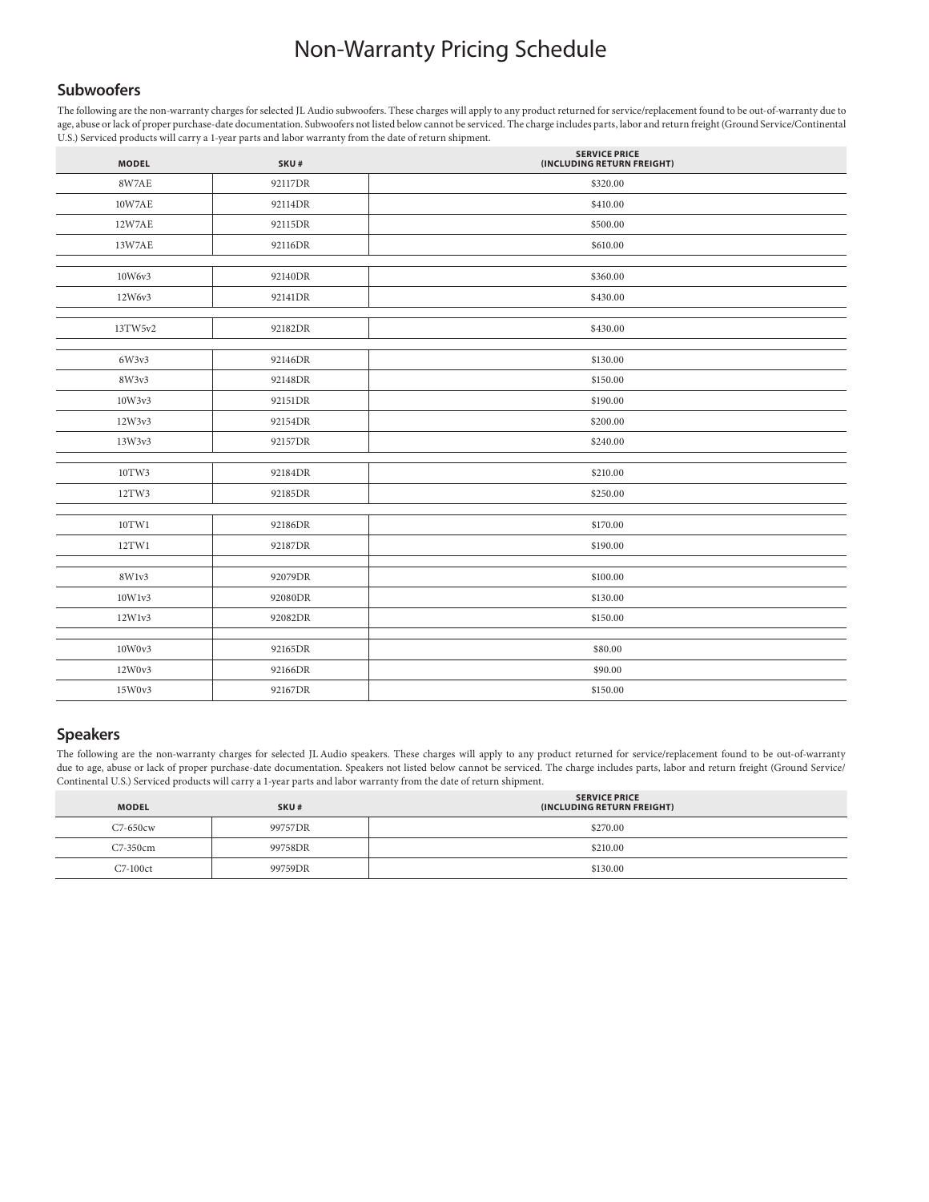# Non-Warranty Pricing Schedule

## Subwoofers

The following are the non-warranty charges for selected JL Audio subwoofers. These charges will apply to any product returned for service/replacement found to be out-of-warranty due to age, abuse or lack of proper purchase-date documentation. Subwoofers not listed below cannot be serviced. The charge includes parts, labor and return freight (Ground Service/Continental U.S.) Serviced products will carry a 1-year parts and labor warranty from the date of return shipment.

| MODEL | SKU # | SERVICE PRICE (INCLUDING RETURN FREIGHT) |
|---|---|---|
| 8W7AE | 92117DR | $320.00 |
| 10W7AE | 92114DR | $410.00 |
| 12W7AE | 92115DR | $500.00 |
| 13W7AE | 92116DR | $610.00 |
| | | |
| 10W6v3 | 92140DR | $360.00 |
| 12W6v3 | 92141DR | $430.00 |
| | | |
| 13TW5v2 | 92182DR | $430.00 |
| | | |
| 6W3v3 | 92146DR | $130.00 |
| 8W3v3 | 92148DR | $150.00 |
| 10W3v3 | 92151DR | $190.00 |
| 12W3v3 | 92154DR | $200.00 |
| 13W3v3 | 92157DR | $240.00 |
| | | |
| 10TW3 | 92184DR | $210.00 |
| 12TW3 | 92185DR | $250.00 |
| | | |
| 10TW1 | 92186DR | $170.00 |
| 12TW1 | 92187DR | $190.00 |
| | | |
| 8W1v3 | 92079DR | $100.00 |
| 10W1v3 | 92080DR | $130.00 |
| 12W1v3 | 92082DR | $150.00 |
| | | |
| 10W0v3 | 92165DR | $80.00 |
| 12W0v3 | 92166DR | $90.00 |
| 15W0v3 | 92167DR | $150.00 |

## Speakers

The following are the non-warranty charges for selected JL Audio speakers. These charges will apply to any product returned for service/replacement found to be out-of-warranty due to age, abuse or lack of proper purchase-date documentation. Speakers not listed below cannot be serviced. The charge includes parts, labor and return freight (Ground Service/Continental U.S.) Serviced products will carry a 1-year parts and labor warranty from the date of return shipment.

| MODEL | SKU # | SERVICE PRICE (INCLUDING RETURN FREIGHT) |
|---|---|---|
| C7-650cw | 99757DR | $270.00 |
| C7-350cm | 99758DR | $210.00 |
| C7-100ct | 99759DR | $130.00 |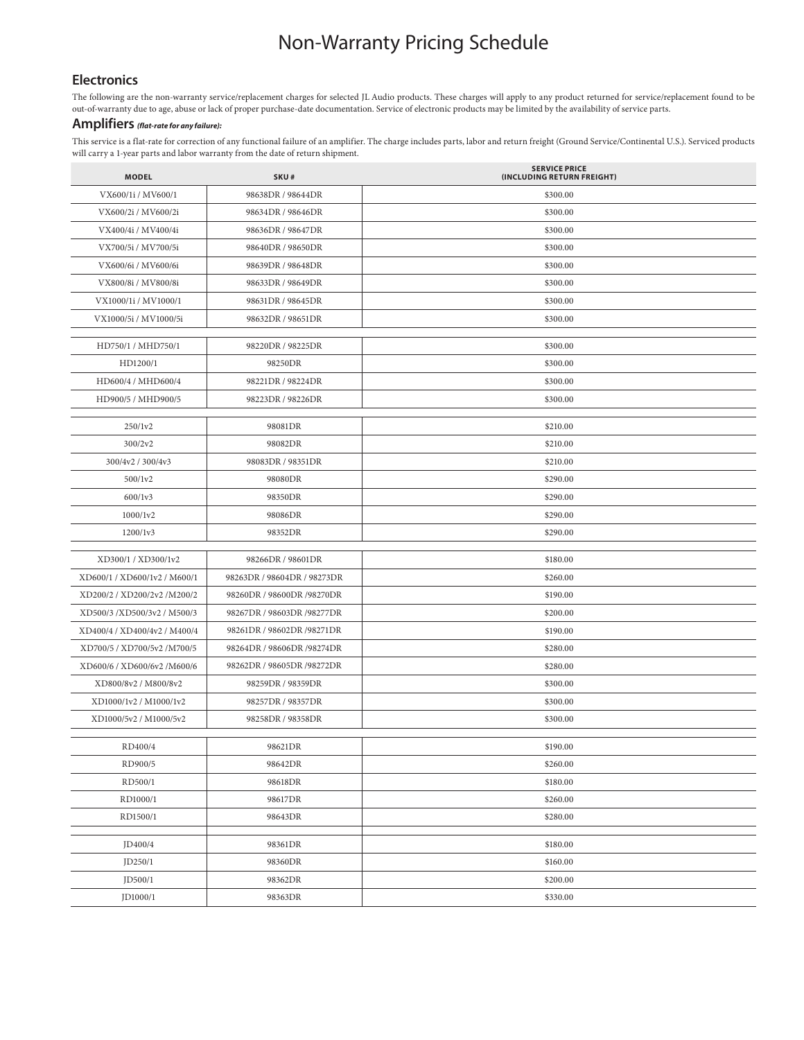# Non-Warranty Pricing Schedule

## Electronics

The following are the non-warranty service/replacement charges for selected JL Audio products. These charges will apply to any product returned for service/replacement found to be out-of-warranty due to age, abuse or lack of proper purchase-date documentation. Service of electronic products may be limited by the availability of service parts.

### Amplifiers *(flat-rate for any failure):*

This service is a flat-rate for correction of any functional failure of an amplifier. The charge includes parts, labor and return freight (Ground Service/Continental U.S.). Serviced products will carry a 1-year parts and labor warranty from the date of return shipment.

| MODEL | SKU # | SERVICE PRICE (INCLUDING RETURN FREIGHT) |
|---|---|---|
| VX600/1i / MV600/1 | 98638DR / 98644DR | $300.00 |
| VX600/2i / MV600/2i | 98634DR / 98646DR | $300.00 |
| VX400/4i / MV400/4i | 98636DR / 98647DR | $300.00 |
| VX700/5i / MV700/5i | 98640DR / 98650DR | $300.00 |
| VX600/6i / MV600/6i | 98639DR / 98648DR | $300.00 |
| VX800/8i / MV800/8i | 98633DR / 98649DR | $300.00 |
| VX1000/1i / MV1000/1 | 98631DR / 98645DR | $300.00 |
| VX1000/5i / MV1000/5i | 98632DR / 98651DR | $300.00 |
| | | |
| HD750/1 / MHD750/1 | 98220DR / 98225DR | $300.00 |
| HD1200/1 | 98250DR | $300.00 |
| HD600/4 / MHD600/4 | 98221DR / 98224DR | $300.00 |
| HD900/5 / MHD900/5 | 98223DR / 98226DR | $300.00 |
| | | |
| 250/1v2 | 98081DR | $210.00 |
| 300/2v2 | 98082DR | $210.00 |
| 300/4v2 / 300/4v3 | 98083DR / 98351DR | $210.00 |
| 500/1v2 | 98080DR | $290.00 |
| 600/1v3 | 98350DR | $290.00 |
| 1000/1v2 | 98086DR | $290.00 |
| 1200/1v3 | 98352DR | $290.00 |
| | | |
| XD300/1 / XD300/1v2 | 98266DR / 98601DR | $180.00 |
| XD600/1 / XD600/1v2 / M600/1 | 98263DR / 98604DR / 98273DR | $260.00 |
| XD200/2 / XD200/2v2 /M200/2 | 98260DR / 98600DR /98270DR | $190.00 |
| XD500/3 /XD500/3v2 / M500/3 | 98267DR / 98603DR /98277DR | $200.00 |
| XD400/4 / XD400/4v2 / M400/4 | 98261DR / 98602DR /98271DR | $190.00 |
| XD700/5 / XD700/5v2 /M700/5 | 98264DR / 98606DR /98274DR | $280.00 |
| XD600/6 / XD600/6v2 /M600/6 | 98262DR / 98605DR /98272DR | $280.00 |
| XD800/8v2 / M800/8v2 | 98259DR / 98359DR | $300.00 |
| XD1000/1v2 / M1000/1v2 | 98257DR / 98357DR | $300.00 |
| XD1000/5v2 / M1000/5v2 | 98258DR / 98358DR | $300.00 |
| | | |
| RD400/4 | 98621DR | $190.00 |
| RD900/5 | 98642DR | $260.00 |
| RD500/1 | 98618DR | $180.00 |
| RD1000/1 | 98617DR | $260.00 |
| RD1500/1 | 98643DR | $280.00 |
| | | |
| JD400/4 | 98361DR | $180.00 |
| JD250/1 | 98360DR | $160.00 |
| JD500/1 | 98362DR | $200.00 |
| JD1000/1 | 98363DR | $330.00 |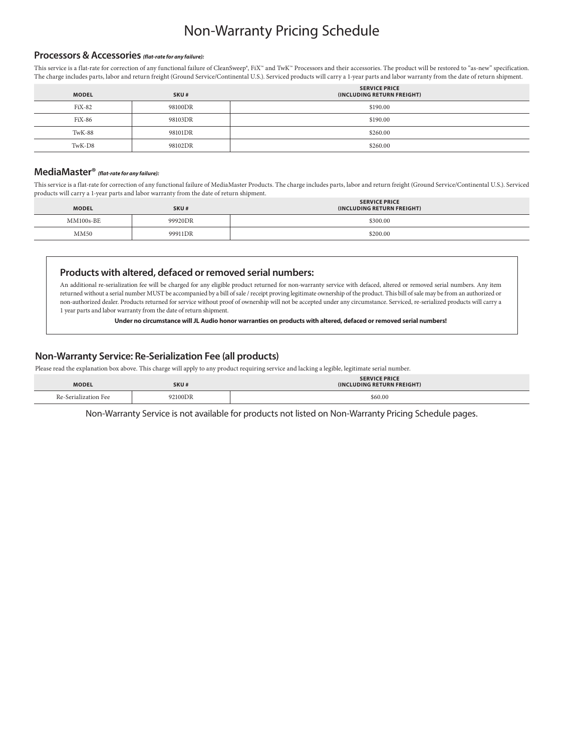# Non-Warranty Pricing Schedule

## Processors & Accessories *(flat-rate for any failure):*

This service is a flat-rate for correction of any functional failure of CleanSweep®, FiX™ and TwK™ Processors and their accessories. The product will be restored to "as-new" specification. The charge includes parts, labor and return freight (Ground Service/Continental U.S.). Serviced products will carry a 1-year parts and labor warranty from the date of return shipment.

| MODEL | SKU # | SERVICE PRICE (INCLUDING RETURN FREIGHT) |
|---|---|---|
| FiX-82 | 98100DR | $190.00 |
| FiX-86 | 98103DR | $190.00 |
| TwK-88 | 98101DR | $260.00 |
| TwK-D8 | 98102DR | $260.00 |

## MediaMaster® *(flat-rate for any failure):*

This service is a flat-rate for correction of any functional failure of MediaMaster Products. The charge includes parts, labor and return freight (Ground Service/Continental U.S.). Serviced products will carry a 1-year parts and labor warranty from the date of return shipment.

| MODEL | SKU # | SERVICE PRICE (INCLUDING RETURN FREIGHT) |
|---|---|---|
| MM100s-BE | 99920DR | $300.00 |
| MM50 | 99911DR | $200.00 |

### Products with altered, defaced or removed serial numbers:

An additional re-serialization fee will be charged for any eligible product returned for non-warranty service with defaced, altered or removed serial numbers. Any item returned without a serial number MUST be accompanied by a bill of sale / receipt proving legitimate ownership of the product. This bill of sale may be from an authorized or non-authorized dealer. Products returned for service without proof of ownership will not be accepted under any circumstance. Serviced, re-serialized products will carry a 1 year parts and labor warranty from the date of return shipment.

**Under no circumstance will JL Audio honor warranties on products with altered, defaced or removed serial numbers!**

## Non-Warranty Service: Re-Serialization Fee (all products)

Please read the explanation box above. This charge will apply to any product requiring service and lacking a legible, legitimate serial number.

| MODEL | SKU # | SERVICE PRICE (INCLUDING RETURN FREIGHT) |
|---|---|---|
| Re-Serialization Fee | 92100DR | $60.00 |

Non-Warranty Service is not available for products not listed on Non-Warranty Pricing Schedule pages.